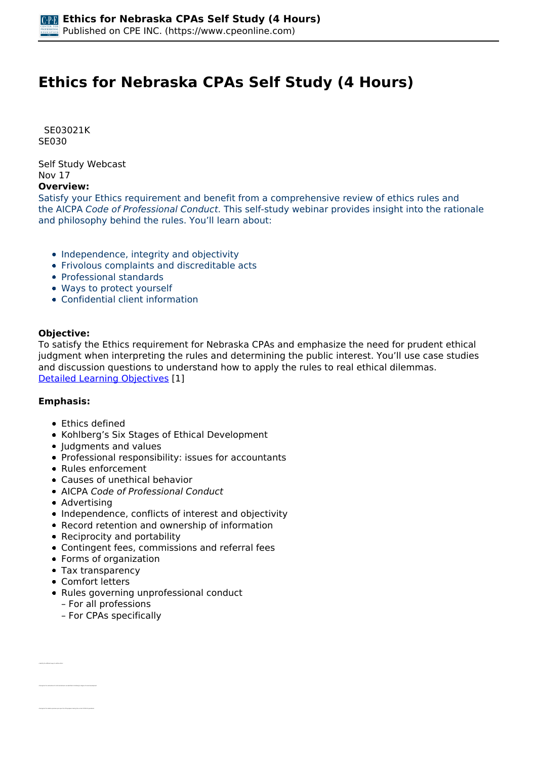# Ethics for Nebraska CPAs Self Study (4 Hours)

SE03021K
SE030

Self Study Webcast
Nov 17

**Overview:**

Satisfy your Ethics requirement and benefit from a comprehensive review of ethics rules and the AICPA *Code of Professional Conduct*. This self-study webinar provides insight into the rationale and philosophy behind the rules. You'll learn about:

- Independence, integrity and objectivity
- Frivolous complaints and discreditable acts
- Professional standards
- Ways to protect yourself
- Confidential client information

**Objective:**

To satisfy the Ethics requirement for Nebraska CPAs and emphasize the need for prudent ethical judgment when interpreting the rules and determining the public interest. You'll use case studies and discussion questions to understand how to apply the rules to real ethical dilemmas.
Detailed Learning Objectives [1]

**Emphasis:**

- Ethics defined
- Kohlberg's Six Stages of Ethical Development
- Judgments and values
- Professional responsibility: issues for accountants
- Rules enforcement
- Causes of unethical behavior
- AICPA *Code of Professional Conduct*
- Advertising
- Independence, conflicts of interest and objectivity
- Record retention and ownership of information
- Reciprocity and portability
- Contingent fees, commissions and referral fees
- Forms of organization
- Tax transparency
- Comfort letters
- Rules governing unprofessional conduct
  – For all professions
  – For CPAs specifically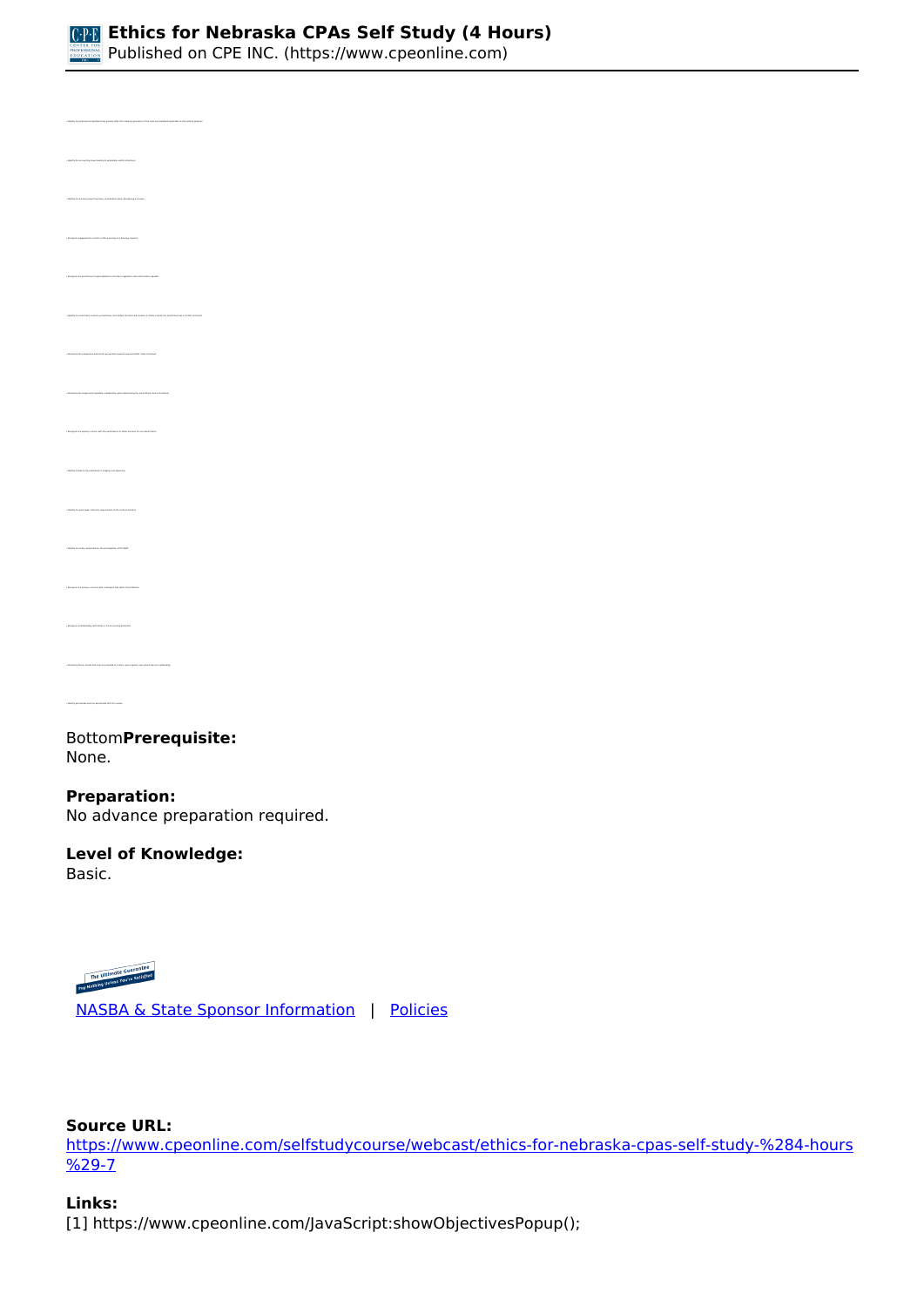Bottom**Prerequisite:**
None.

**Preparation:**
No advance preparation required.

**Level of Knowledge:**
Basic.

[NASBA & State Sponsor Information](#) | [Policies](#)

**Source URL:**
https://www.cpeonline.com/selfstudycourse/webcast/ethics-for-nebraska-cpas-self-study-%284-hours%29-7

**Links:**
[1] https://www.cpeonline.com/JavaScript:showObjectivesPopup();